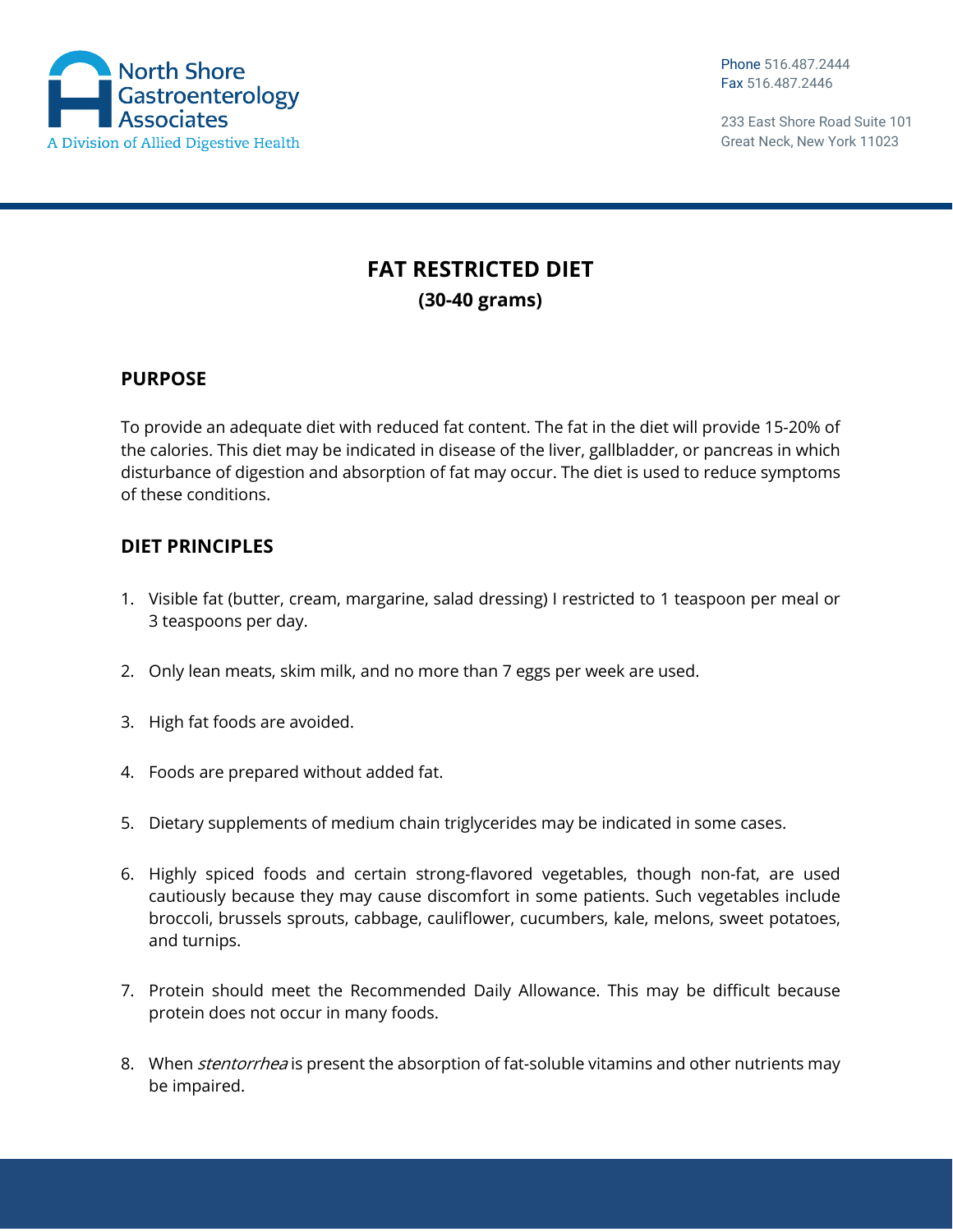North Shore Gastroenterology Associates
A Division of Allied Digestive Health

Phone 516.487.2444
Fax 516.487.2446

233 East Shore Road Suite 101
Great Neck, New York 11023

# FAT RESTRICTED DIET

## (30-40 grams)

### PURPOSE

To provide an adequate diet with reduced fat content. The fat in the diet will provide 15-20% of the calories. This diet may be indicated in disease of the liver, gallbladder, or pancreas in which disturbance of digestion and absorption of fat may occur. The diet is used to reduce symptoms of these conditions.

### DIET PRINCIPLES

1. Visible fat (butter, cream, margarine, salad dressing) I restricted to 1 teaspoon per meal or 3 teaspoons per day.

2. Only lean meats, skim milk, and no more than 7 eggs per week are used.

3. High fat foods are avoided.

4. Foods are prepared without added fat.

5. Dietary supplements of medium chain triglycerides may be indicated in some cases.

6. Highly spiced foods and certain strong-flavored vegetables, though non-fat, are used cautiously because they may cause discomfort in some patients. Such vegetables include broccoli, brussels sprouts, cabbage, cauliflower, cucumbers, kale, melons, sweet potatoes, and turnips.

7. Protein should meet the Recommended Daily Allowance. This may be difficult because protein does not occur in many foods.

8. When *stentorrhea* is present the absorption of fat-soluble vitamins and other nutrients may be impaired.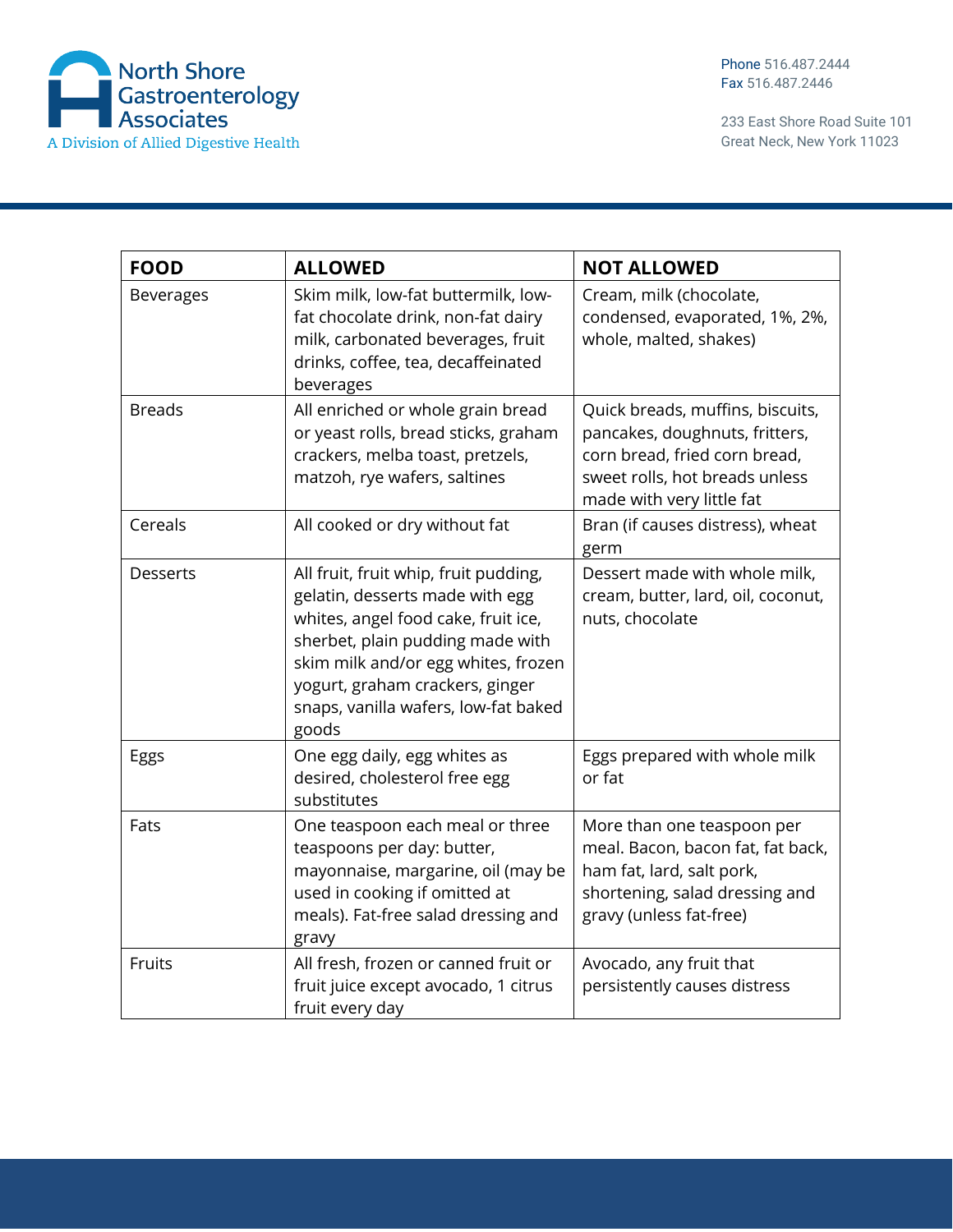| FOOD | ALLOWED | NOT ALLOWED |
|---|---|---|
| Beverages | Skim milk, low-fat buttermilk, low-fat chocolate drink, non-fat dairy milk, carbonated beverages, fruit drinks, coffee, tea, decaffeinated beverages | Cream, milk (chocolate, condensed, evaporated, 1%, 2%, whole, malted, shakes) |
| Breads | All enriched or whole grain bread or yeast rolls, bread sticks, graham crackers, melba toast, pretzels, matzoh, rye wafers, saltines | Quick breads, muffins, biscuits, pancakes, doughnuts, fritters, corn bread, fried corn bread, sweet rolls, hot breads unless made with very little fat |
| Cereals | All cooked or dry without fat | Bran (if causes distress), wheat germ |
| Desserts | All fruit, fruit whip, fruit pudding, gelatin, desserts made with egg whites, angel food cake, fruit ice, sherbet, plain pudding made with skim milk and/or egg whites, frozen yogurt, graham crackers, ginger snaps, vanilla wafers, low-fat baked goods | Dessert made with whole milk, cream, butter, lard, oil, coconut, nuts, chocolate |
| Eggs | One egg daily, egg whites as desired, cholesterol free egg substitutes | Eggs prepared with whole milk or fat |
| Fats | One teaspoon each meal or three teaspoons per day: butter, mayonnaise, margarine, oil (may be used in cooking if omitted at meals). Fat-free salad dressing and gravy | More than one teaspoon per meal. Bacon, bacon fat, fat back, ham fat, lard, salt pork, shortening, salad dressing and gravy (unless fat-free) |
| Fruits | All fresh, frozen or canned fruit or fruit juice except avocado, 1 citrus fruit every day | Avocado, any fruit that persistently causes distress |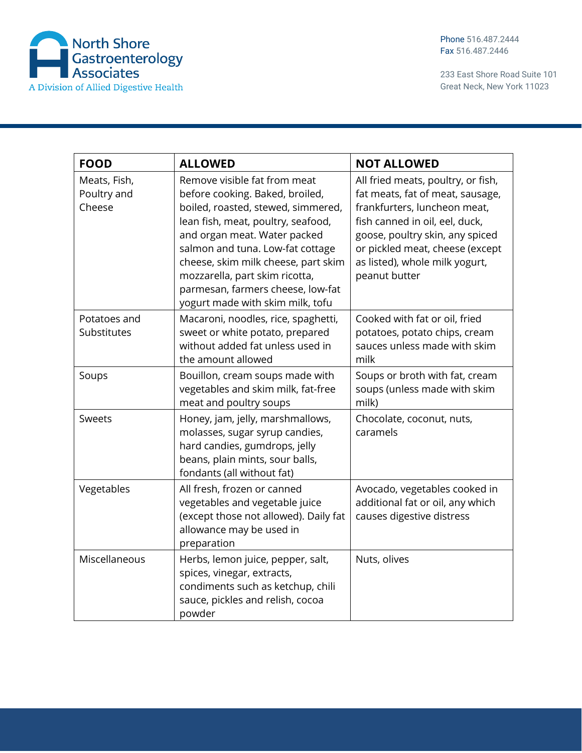North Shore Gastroenterology Associates
A Division of Allied Digestive Health

Phone 516.487.2444
Fax 516.487.2446

233 East Shore Road Suite 101
Great Neck, New York 11023

| FOOD | ALLOWED | NOT ALLOWED |
|---|---|---|
| Meats, Fish, Poultry and Cheese | Remove visible fat from meat before cooking. Baked, broiled, boiled, roasted, stewed, simmered, lean fish, meat, poultry, seafood, and organ meat. Water packed salmon and tuna. Low-fat cottage cheese, skim milk cheese, part skim mozzarella, part skim ricotta, parmesan, farmers cheese, low-fat yogurt made with skim milk, tofu | All fried meats, poultry, or fish, fat meats, fat of meat, sausage, frankfurters, luncheon meat, fish canned in oil, eel, duck, goose, poultry skin, any spiced or pickled meat, cheese (except as listed), whole milk yogurt, peanut butter |
| Potatoes and Substitutes | Macaroni, noodles, rice, spaghetti, sweet or white potato, prepared without added fat unless used in the amount allowed | Cooked with fat or oil, fried potatoes, potato chips, cream sauces unless made with skim milk |
| Soups | Bouillon, cream soups made with vegetables and skim milk, fat-free meat and poultry soups | Soups or broth with fat, cream soups (unless made with skim milk) |
| Sweets | Honey, jam, jelly, marshmallows, molasses, sugar syrup candies, hard candies, gumdrops, jelly beans, plain mints, sour balls, fondants (all without fat) | Chocolate, coconut, nuts, caramels |
| Vegetables | All fresh, frozen or canned vegetables and vegetable juice (except those not allowed). Daily fat allowance may be used in preparation | Avocado, vegetables cooked in additional fat or oil, any which causes digestive distress |
| Miscellaneous | Herbs, lemon juice, pepper, salt, spices, vinegar, extracts, condiments such as ketchup, chili sauce, pickles and relish, cocoa powder | Nuts, olives |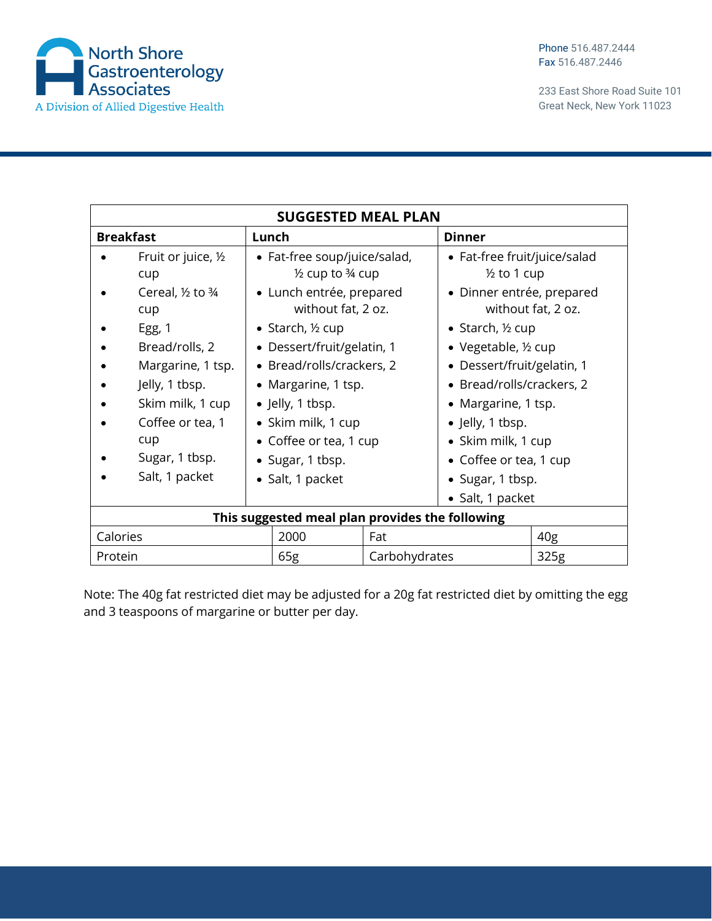North Shore Gastroenterology Associates
A Division of Allied Digestive Health

Phone 516.487.2444
Fax 516.487.2446

233 East Shore Road Suite 101
Great Neck, New York 11023

| SUGGESTED MEAL PLAN | | |
|---|---|---|
| **Breakfast** | **Lunch** | **Dinner** |
| • Fruit or juice, ½ cup<br>• Cereal, ½ to ¾ cup<br>• Egg, 1<br>• Bread/rolls, 2<br>• Margarine, 1 tsp.<br>• Jelly, 1 tbsp.<br>• Skim milk, 1 cup<br>• Coffee or tea, 1 cup<br>• Sugar, 1 tbsp.<br>• Salt, 1 packet | • Fat-free soup/juice/salad, ½ cup to ¾ cup<br>• Lunch entrée, prepared without fat, 2 oz.<br>• Starch, ½ cup<br>• Dessert/fruit/gelatin, 1<br>• Bread/rolls/crackers, 2<br>• Margarine, 1 tsp.<br>• Jelly, 1 tbsp.<br>• Skim milk, 1 cup<br>• Coffee or tea, 1 cup<br>• Sugar, 1 tbsp.<br>• Salt, 1 packet | • Fat-free fruit/juice/salad ½ to 1 cup<br>• Dinner entrée, prepared without fat, 2 oz.<br>• Starch, ½ cup<br>• Vegetable, ½ cup<br>• Dessert/fruit/gelatin, 1<br>• Bread/rolls/crackers, 2<br>• Margarine, 1 tsp.<br>• Jelly, 1 tbsp.<br>• Skim milk, 1 cup<br>• Coffee or tea, 1 cup<br>• Sugar, 1 tbsp.<br>• Salt, 1 packet |

| This suggested meal plan provides the following | | | |
|---|---|---|---|
| Calories | 2000 | Fat | 40g |
| Protein | 65g | Carbohydrates | 325g |

Note: The 40g fat restricted diet may be adjusted for a 20g fat restricted diet by omitting the egg and 3 teaspoons of margarine or butter per day.